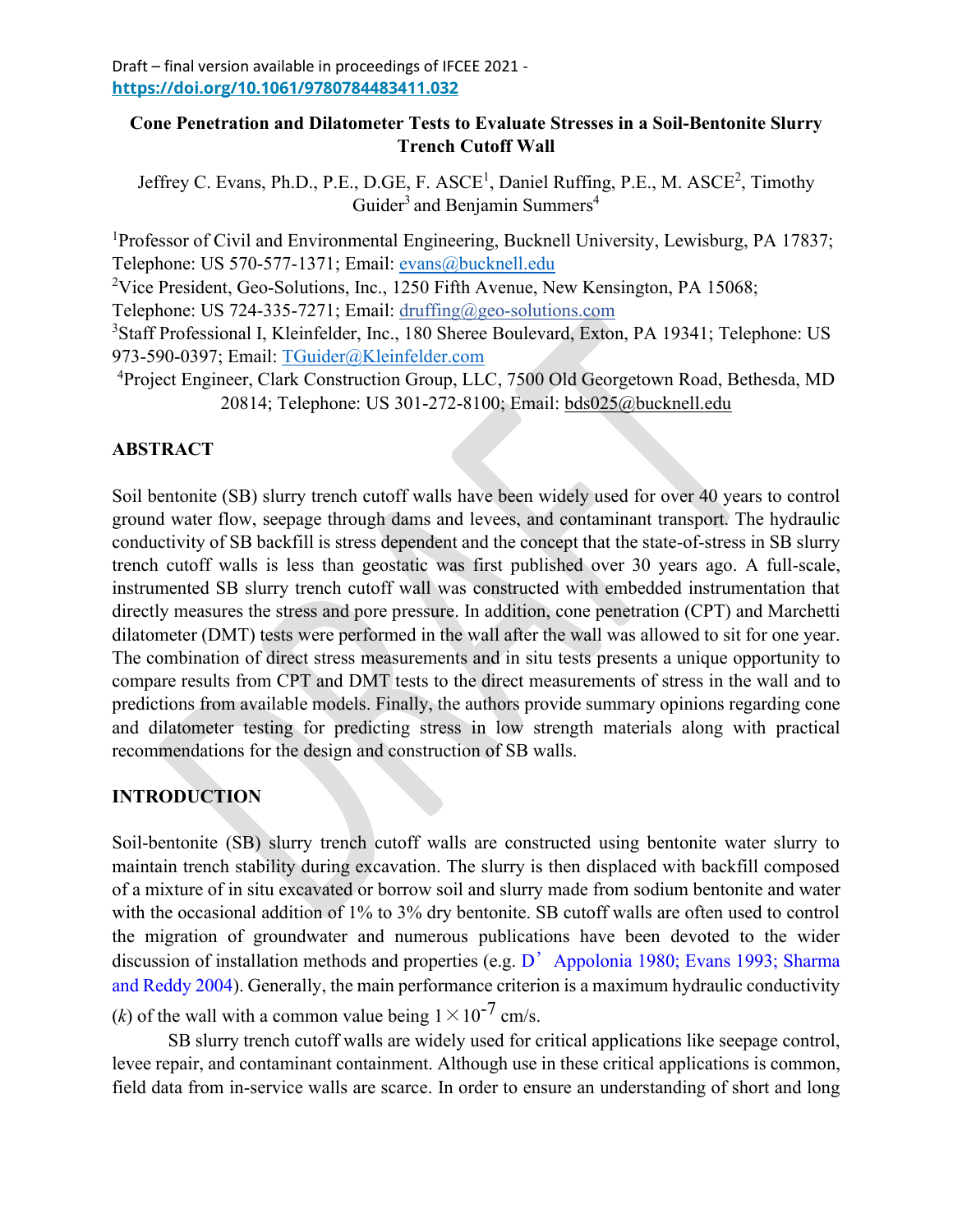Draft – final version available in proceedings of IFCEE 2021 - **https://doi.org/10.1061/9780784483411.032**

# Cone Penetration and Dilatometer Tests to Evaluate Stresses in a Soil-Bentonite Slurry Trench Cutoff Wall

Jeffrey C. Evans, Ph.D., P.E., D.GE, F. ASCE[1], Daniel Ruffing, P.E., M. ASCE[2], Timothy Guider[3] and Benjamin Summers[4]

[1]Professor of Civil and Environmental Engineering, Bucknell University, Lewisburg, PA 17837; Telephone: US 570-577-1371; Email: evans@bucknell.edu

[2]Vice President, Geo-Solutions, Inc., 1250 Fifth Avenue, New Kensington, PA 15068; Telephone: US 724-335-7271; Email: druffing@geo-solutions.com

[3]Staff Professional I, Kleinfelder, Inc., 180 Sheree Boulevard, Exton, PA 19341; Telephone: US 973-590-0397; Email: TGuider@Kleinfelder.com

[4]Project Engineer, Clark Construction Group, LLC, 7500 Old Georgetown Road, Bethesda, MD 20814; Telephone: US 301-272-8100; Email: bds025@bucknell.edu

## ABSTRACT

Soil bentonite (SB) slurry trench cutoff walls have been widely used for over 40 years to control ground water flow, seepage through dams and levees, and contaminant transport. The hydraulic conductivity of SB backfill is stress dependent and the concept that the state-of-stress in SB slurry trench cutoff walls is less than geostatic was first published over 30 years ago. A full-scale, instrumented SB slurry trench cutoff wall was constructed with embedded instrumentation that directly measures the stress and pore pressure. In addition, cone penetration (CPT) and Marchetti dilatometer (DMT) tests were performed in the wall after the wall was allowed to sit for one year. The combination of direct stress measurements and in situ tests presents a unique opportunity to compare results from CPT and DMT tests to the direct measurements of stress in the wall and to predictions from available models. Finally, the authors provide summary opinions regarding cone and dilatometer testing for predicting stress in low strength materials along with practical recommendations for the design and construction of SB walls.

## INTRODUCTION

Soil-bentonite (SB) slurry trench cutoff walls are constructed using bentonite water slurry to maintain trench stability during excavation. The slurry is then displaced with backfill composed of a mixture of in situ excavated or borrow soil and slurry made from sodium bentonite and water with the occasional addition of 1% to 3% dry bentonite. SB cutoff walls are often used to control the migration of groundwater and numerous publications have been devoted to the wider discussion of installation methods and properties (e.g. D'Appolonia 1980; Evans 1993; Sharma and Reddy 2004). Generally, the main performance criterion is a maximum hydraulic conductivity ($k$) of the wall with a common value being $1 \times 10^{-7}$ cm/s.

SB slurry trench cutoff walls are widely used for critical applications like seepage control, levee repair, and contaminant containment. Although use in these critical applications is common, field data from in-service walls are scarce. In order to ensure an understanding of short and long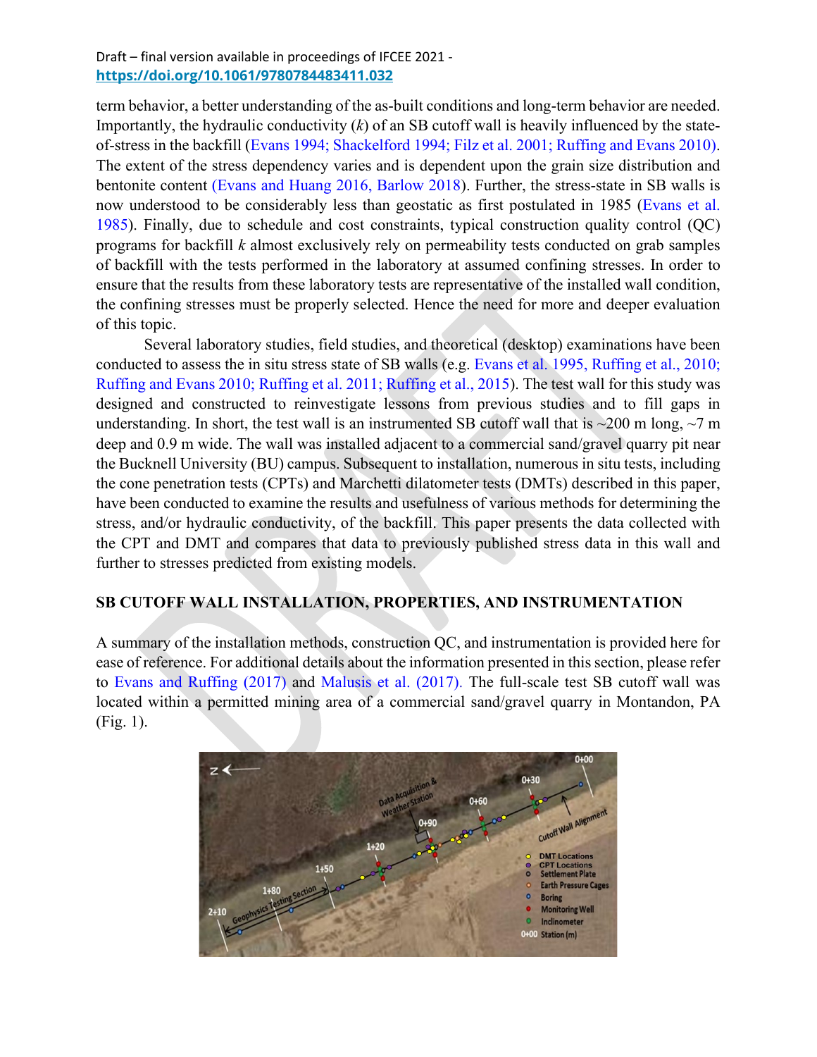term behavior, a better understanding of the as-built conditions and long-term behavior are needed. Importantly, the hydraulic conductivity ($k$) of an SB cutoff wall is heavily influenced by the state-of-stress in the backfill (Evans 1994; Shackelford 1994; Filz et al. 2001; Ruffing and Evans 2010). The extent of the stress dependency varies and is dependent upon the grain size distribution and bentonite content (Evans and Huang 2016, Barlow 2018). Further, the stress-state in SB walls is now understood to be considerably less than geostatic as first postulated in 1985 (Evans et al. 1985). Finally, due to schedule and cost constraints, typical construction quality control (QC) programs for backfill $k$ almost exclusively rely on permeability tests conducted on grab samples of backfill with the tests performed in the laboratory at assumed confining stresses. In order to ensure that the results from these laboratory tests are representative of the installed wall condition, the confining stresses must be properly selected. Hence the need for more and deeper evaluation of this topic.

Several laboratory studies, field studies, and theoretical (desktop) examinations have been conducted to assess the in situ stress state of SB walls (e.g. Evans et al. 1995, Ruffing et al., 2010; Ruffing and Evans 2010; Ruffing et al. 2011; Ruffing et al., 2015). The test wall for this study was designed and constructed to reinvestigate lessons from previous studies and to fill gaps in understanding. In short, the test wall is an instrumented SB cutoff wall that is ~200 m long, ~7 m deep and 0.9 m wide. The wall was installed adjacent to a commercial sand/gravel quarry pit near the Bucknell University (BU) campus. Subsequent to installation, numerous in situ tests, including the cone penetration tests (CPTs) and Marchetti dilatometer tests (DMTs) described in this paper, have been conducted to examine the results and usefulness of various methods for determining the stress, and/or hydraulic conductivity, of the backfill. This paper presents the data collected with the CPT and DMT and compares that data to previously published stress data in this wall and further to stresses predicted from existing models.

## SB CUTOFF WALL INSTALLATION, PROPERTIES, AND INSTRUMENTATION

A summary of the installation methods, construction QC, and instrumentation is provided here for ease of reference. For additional details about the information presented in this section, please refer to Evans and Ruffing (2017) and Malusis et al. (2017). The full-scale test SB cutoff wall was located within a permitted mining area of a commercial sand/gravel quarry in Montandon, PA (Fig. 1).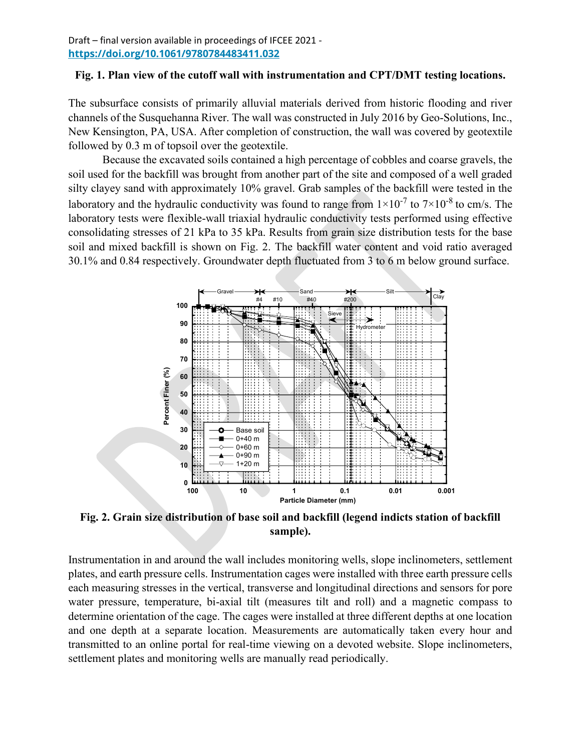Draft – final version available in proceedings of IFCEE 2021 - https://doi.org/10.1061/9780784483411.032

**Fig. 1. Plan view of the cutoff wall with instrumentation and CPT/DMT testing locations.**

The subsurface consists of primarily alluvial materials derived from historic flooding and river channels of the Susquehanna River. The wall was constructed in July 2016 by Geo-Solutions, Inc., New Kensington, PA, USA. After completion of construction, the wall was covered by geotextile followed by 0.3 m of topsoil over the geotextile.

Because the excavated soils contained a high percentage of cobbles and coarse gravels, the soil used for the backfill was brought from another part of the site and composed of a well graded silty clayey sand with approximately 10% gravel. Grab samples of the backfill were tested in the laboratory and the hydraulic conductivity was found to range from $1\times10^{-7}$ to $7\times10^{-8}$ to cm/s. The laboratory tests were flexible-wall triaxial hydraulic conductivity tests performed using effective consolidating stresses of 21 kPa to 35 kPa. Results from grain size distribution tests for the base soil and mixed backfill is shown on Fig. 2. The backfill water content and void ratio averaged 30.1% and 0.84 respectively. Groundwater depth fluctuated from 3 to 6 m below ground surface.

**Fig. 2. Grain size distribution of base soil and backfill (legend indicts station of backfill sample).**

Instrumentation in and around the wall includes monitoring wells, slope inclinometers, settlement plates, and earth pressure cells. Instrumentation cages were installed with three earth pressure cells each measuring stresses in the vertical, transverse and longitudinal directions and sensors for pore water pressure, temperature, bi-axial tilt (measures tilt and roll) and a magnetic compass to determine orientation of the cage. The cages were installed at three different depths at one location and one depth at a separate location. Measurements are automatically taken every hour and transmitted to an online portal for real-time viewing on a devoted website. Slope inclinometers, settlement plates and monitoring wells are manually read periodically.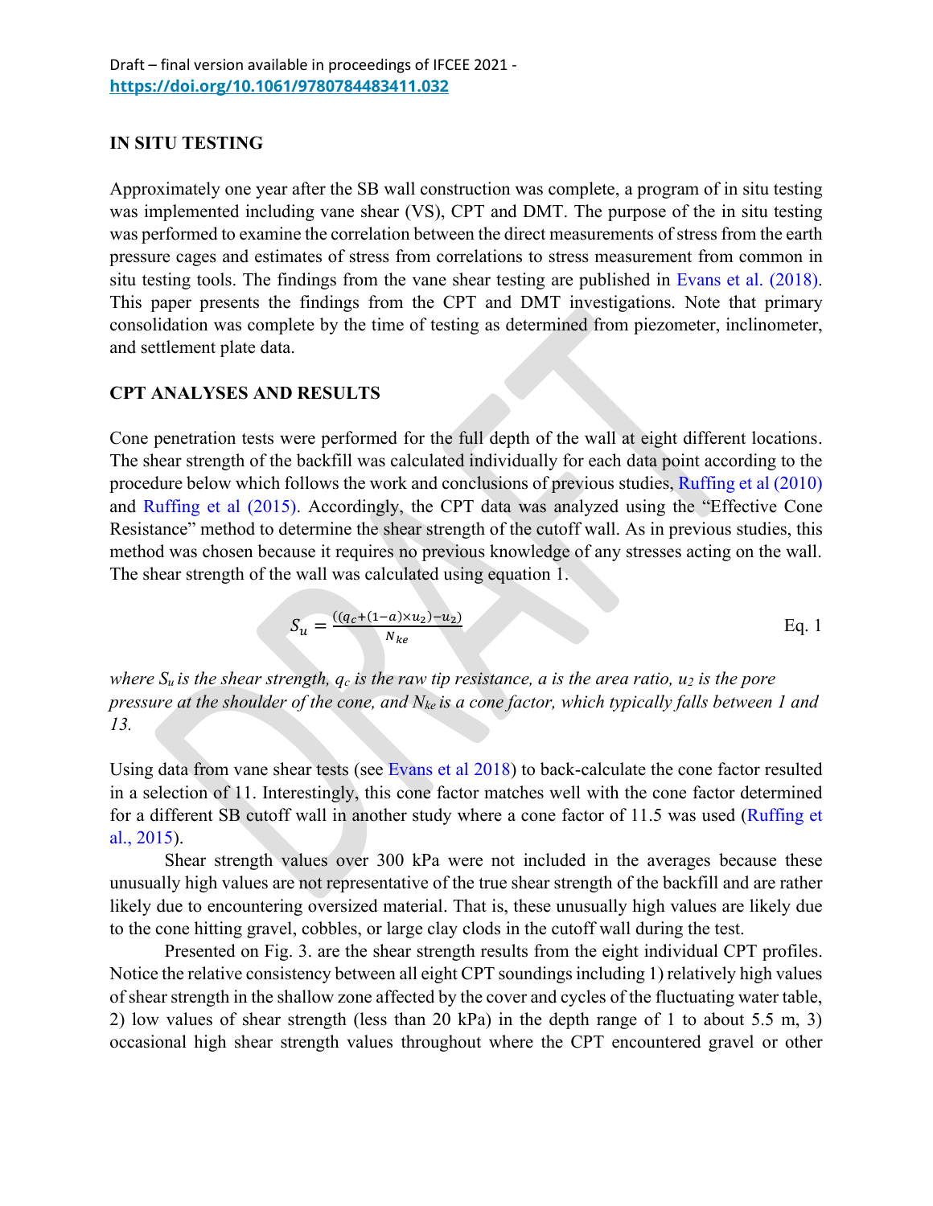Draft – final version available in proceedings of IFCEE 2021 - **https://doi.org/10.1061/9780784483411.032**

## IN SITU TESTING

Approximately one year after the SB wall construction was complete, a program of in situ testing was implemented including vane shear (VS), CPT and DMT. The purpose of the in situ testing was performed to examine the correlation between the direct measurements of stress from the earth pressure cages and estimates of stress from correlations to stress measurement from common in situ testing tools. The findings from the vane shear testing are published in Evans et al. (2018). This paper presents the findings from the CPT and DMT investigations. Note that primary consolidation was complete by the time of testing as determined from piezometer, inclinometer, and settlement plate data.

## CPT ANALYSES AND RESULTS

Cone penetration tests were performed for the full depth of the wall at eight different locations. The shear strength of the backfill was calculated individually for each data point according to the procedure below which follows the work and conclusions of previous studies, Ruffing et al (2010) and Ruffing et al (2015). Accordingly, the CPT data was analyzed using the "Effective Cone Resistance" method to determine the shear strength of the cutoff wall. As in previous studies, this method was chosen because it requires no previous knowledge of any stresses acting on the wall. The shear strength of the wall was calculated using equation 1.

$$S_u = \frac{((q_c + (1-a) \times u_2) - u_2)}{N_{ke}} \qquad \text{Eq. 1}$$

*where $S_u$ is the shear strength, $q_c$ is the raw tip resistance, a is the area ratio, $u_2$ is the pore pressure at the shoulder of the cone, and $N_{ke}$ is a cone factor, which typically falls between 1 and 13.*

Using data from vane shear tests (see Evans et al 2018) to back-calculate the cone factor resulted in a selection of 11. Interestingly, this cone factor matches well with the cone factor determined for a different SB cutoff wall in another study where a cone factor of 11.5 was used (Ruffing et al., 2015).

Shear strength values over 300 kPa were not included in the averages because these unusually high values are not representative of the true shear strength of the backfill and are rather likely due to encountering oversized material. That is, these unusually high values are likely due to the cone hitting gravel, cobbles, or large clay clods in the cutoff wall during the test.

Presented on Fig. 3. are the shear strength results from the eight individual CPT profiles. Notice the relative consistency between all eight CPT soundings including 1) relatively high values of shear strength in the shallow zone affected by the cover and cycles of the fluctuating water table, 2) low values of shear strength (less than 20 kPa) in the depth range of 1 to about 5.5 m, 3) occasional high shear strength values throughout where the CPT encountered gravel or other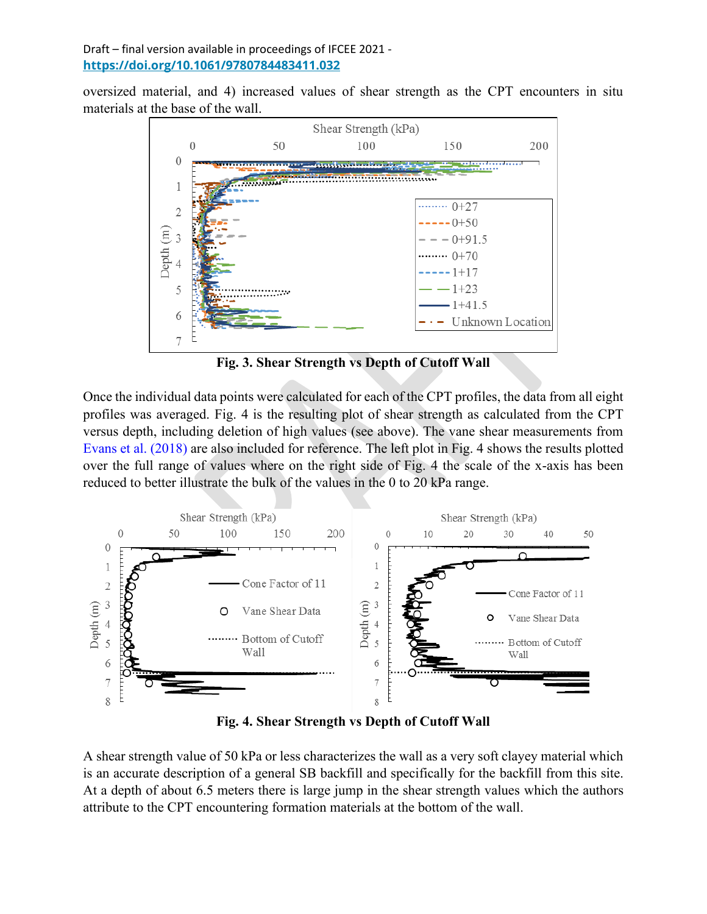oversized material, and 4) increased values of shear strength as the CPT encounters in situ materials at the base of the wall.

**Fig. 3. Shear Strength vs Depth of Cutoff Wall**

Once the individual data points were calculated for each of the CPT profiles, the data from all eight profiles was averaged. Fig. 4 is the resulting plot of shear strength as calculated from the CPT versus depth, including deletion of high values (see above). The vane shear measurements from Evans et al. (2018) are also included for reference. The left plot in Fig. 4 shows the results plotted over the full range of values where on the right side of Fig. 4 the scale of the x-axis has been reduced to better illustrate the bulk of the values in the 0 to 20 kPa range.

**Fig. 4. Shear Strength vs Depth of Cutoff Wall**

A shear strength value of 50 kPa or less characterizes the wall as a very soft clayey material which is an accurate description of a general SB backfill and specifically for the backfill from this site. At a depth of about 6.5 meters there is large jump in the shear strength values which the authors attribute to the CPT encountering formation materials at the bottom of the wall.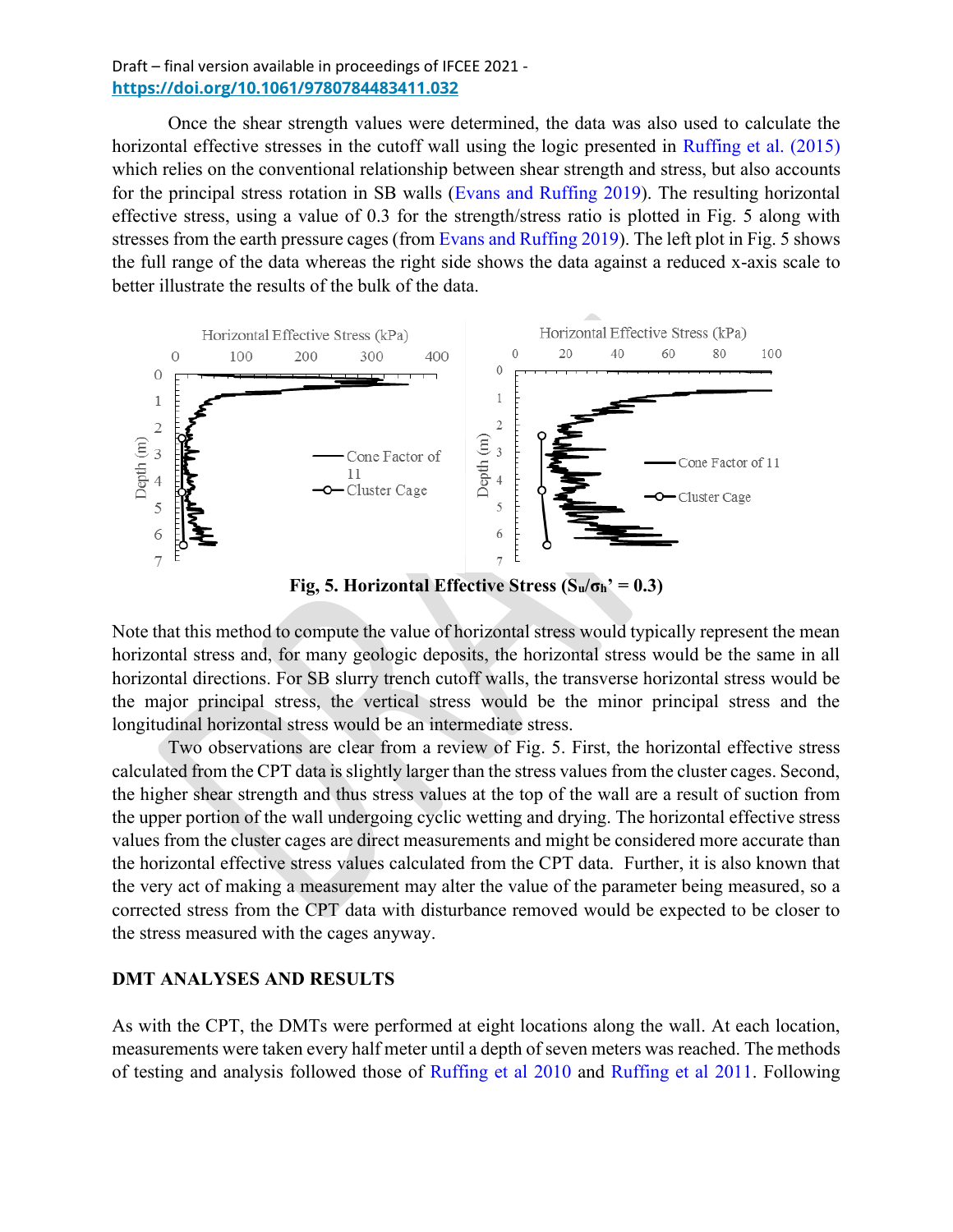Once the shear strength values were determined, the data was also used to calculate the horizontal effective stresses in the cutoff wall using the logic presented in Ruffing et al. (2015) which relies on the conventional relationship between shear strength and stress, but also accounts for the principal stress rotation in SB walls (Evans and Ruffing 2019). The resulting horizontal effective stress, using a value of 0.3 for the strength/stress ratio is plotted in Fig. 5 along with stresses from the earth pressure cages (from Evans and Ruffing 2019). The left plot in Fig. 5 shows the full range of the data whereas the right side shows the data against a reduced x-axis scale to better illustrate the results of the bulk of the data.

**Fig, 5. Horizontal Effective Stress ($S_u/\sigma_h' = 0.3$)**

Note that this method to compute the value of horizontal stress would typically represent the mean horizontal stress and, for many geologic deposits, the horizontal stress would be the same in all horizontal directions. For SB slurry trench cutoff walls, the transverse horizontal stress would be the major principal stress, the vertical stress would be the minor principal stress and the longitudinal horizontal stress would be an intermediate stress.

Two observations are clear from a review of Fig. 5. First, the horizontal effective stress calculated from the CPT data is slightly larger than the stress values from the cluster cages. Second, the higher shear strength and thus stress values at the top of the wall are a result of suction from the upper portion of the wall undergoing cyclic wetting and drying. The horizontal effective stress values from the cluster cages are direct measurements and might be considered more accurate than the horizontal effective stress values calculated from the CPT data. Further, it is also known that the very act of making a measurement may alter the value of the parameter being measured, so a corrected stress from the CPT data with disturbance removed would be expected to be closer to the stress measured with the cages anyway.

## DMT ANALYSES AND RESULTS

As with the CPT, the DMTs were performed at eight locations along the wall. At each location, measurements were taken every half meter until a depth of seven meters was reached. The methods of testing and analysis followed those of Ruffing et al 2010 and Ruffing et al 2011. Following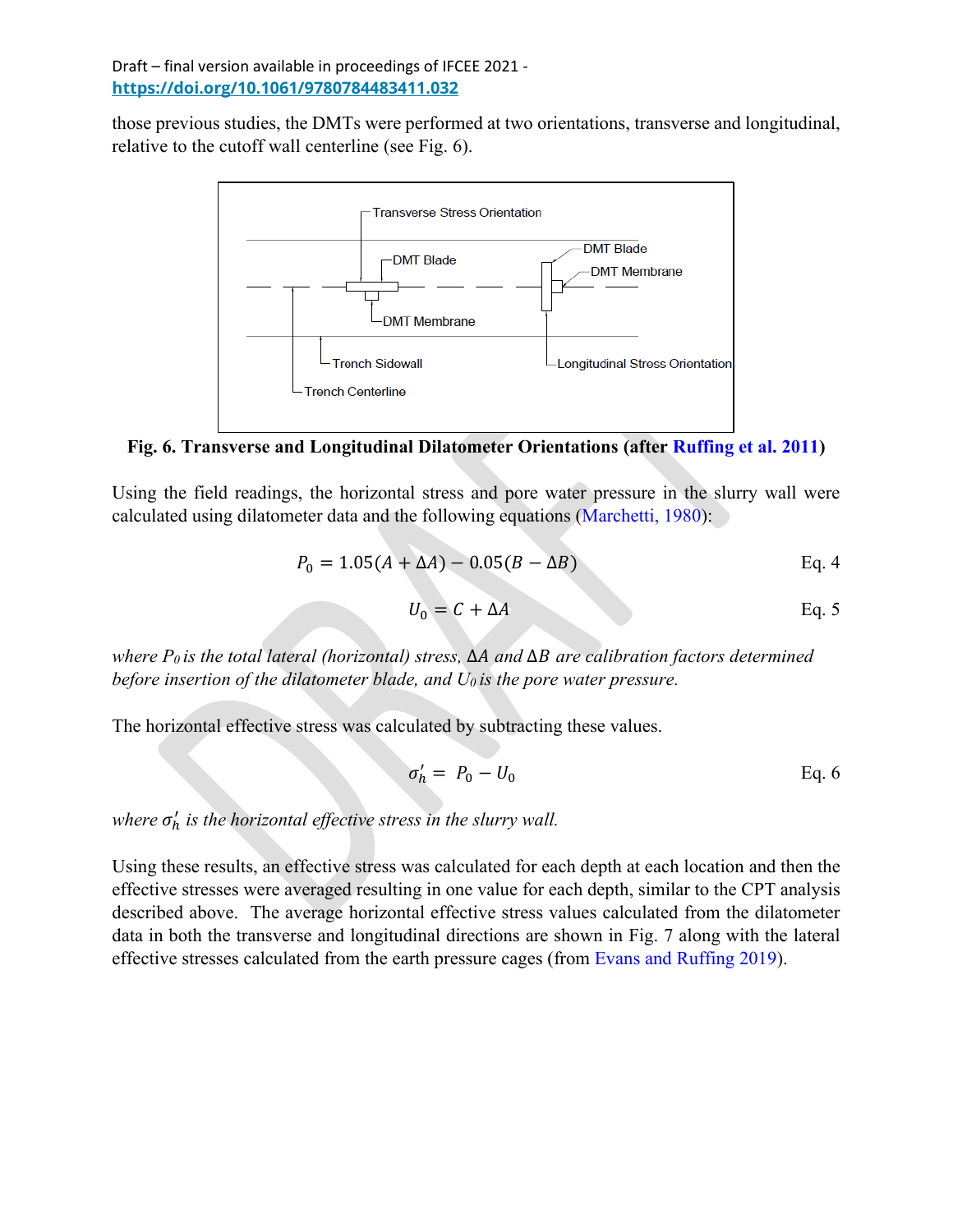those previous studies, the DMTs were performed at two orientations, transverse and longitudinal, relative to the cutoff wall centerline (see Fig. 6).

**Fig. 6. Transverse and Longitudinal Dilatometer Orientations (after Ruffing et al. 2011)**

Using the field readings, the horizontal stress and pore water pressure in the slurry wall were calculated using dilatometer data and the following equations (Marchetti, 1980):

$$P_0 = 1.05(A + \Delta A) - 0.05(B - \Delta B) \qquad \text{Eq. 4}$$

$$U_0 = C + \Delta A \qquad \text{Eq. 5}$$

*where $P_0$ is the total lateral (horizontal) stress, $\Delta A$ and $\Delta B$ are calibration factors determined before insertion of the dilatometer blade, and $U_0$ is the pore water pressure.*

The horizontal effective stress was calculated by subtracting these values.

$$\sigma_h' = P_0 - U_0 \qquad \text{Eq. 6}$$

*where $\sigma_h'$ is the horizontal effective stress in the slurry wall.*

Using these results, an effective stress was calculated for each depth at each location and then the effective stresses were averaged resulting in one value for each depth, similar to the CPT analysis described above. The average horizontal effective stress values calculated from the dilatometer data in both the transverse and longitudinal directions are shown in Fig. 7 along with the lateral effective stresses calculated from the earth pressure cages (from Evans and Ruffing 2019).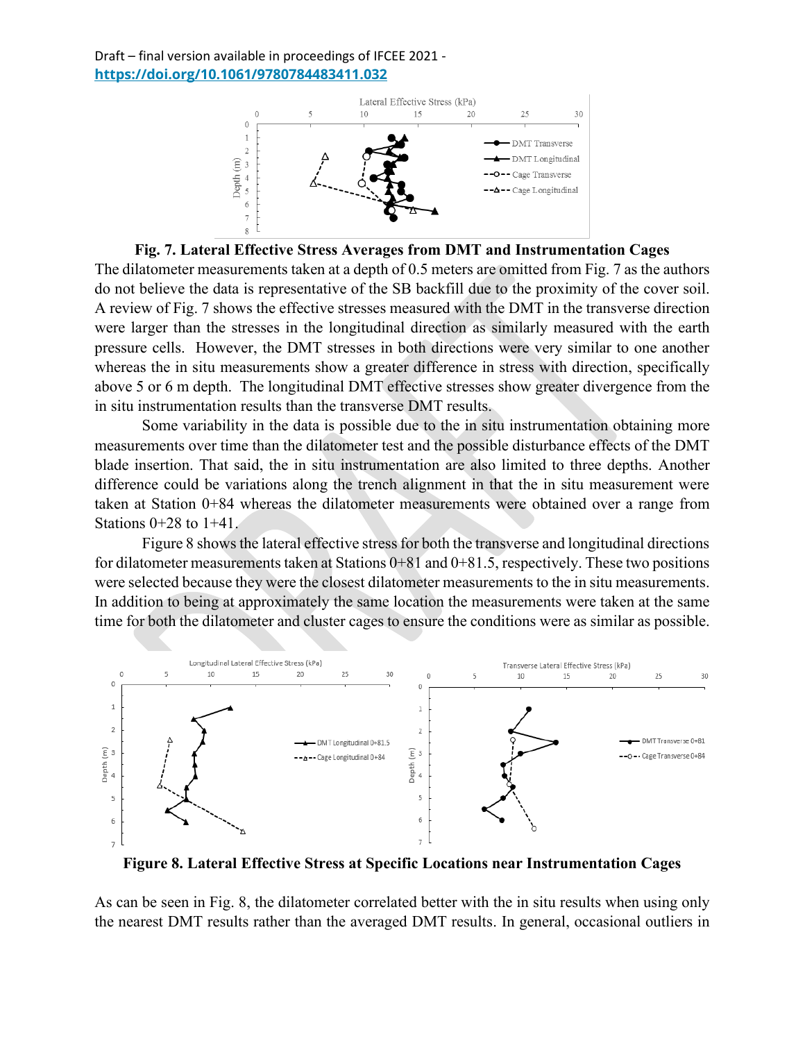Draft – final version available in proceedings of IFCEE 2021 - **https://doi.org/10.1061/9780784483411.032**

**Fig. 7. Lateral Effective Stress Averages from DMT and Instrumentation Cages**

The dilatometer measurements taken at a depth of 0.5 meters are omitted from Fig. 7 as the authors do not believe the data is representative of the SB backfill due to the proximity of the cover soil. A review of Fig. 7 shows the effective stresses measured with the DMT in the transverse direction were larger than the stresses in the longitudinal direction as similarly measured with the earth pressure cells. However, the DMT stresses in both directions were very similar to one another whereas the in situ measurements show a greater difference in stress with direction, specifically above 5 or 6 m depth. The longitudinal DMT effective stresses show greater divergence from the in situ instrumentation results than the transverse DMT results.

Some variability in the data is possible due to the in situ instrumentation obtaining more measurements over time than the dilatometer test and the possible disturbance effects of the DMT blade insertion. That said, the in situ instrumentation are also limited to three depths. Another difference could be variations along the trench alignment in that the in situ measurement were taken at Station 0+84 whereas the dilatometer measurements were obtained over a range from Stations 0+28 to 1+41.

Figure 8 shows the lateral effective stress for both the transverse and longitudinal directions for dilatometer measurements taken at Stations 0+81 and 0+81.5, respectively. These two positions were selected because they were the closest dilatometer measurements to the in situ measurements. In addition to being at approximately the same location the measurements were taken at the same time for both the dilatometer and cluster cages to ensure the conditions were as similar as possible.

**Figure 8. Lateral Effective Stress at Specific Locations near Instrumentation Cages**

As can be seen in Fig. 8, the dilatometer correlated better with the in situ results when using only the nearest DMT results rather than the averaged DMT results. In general, occasional outliers in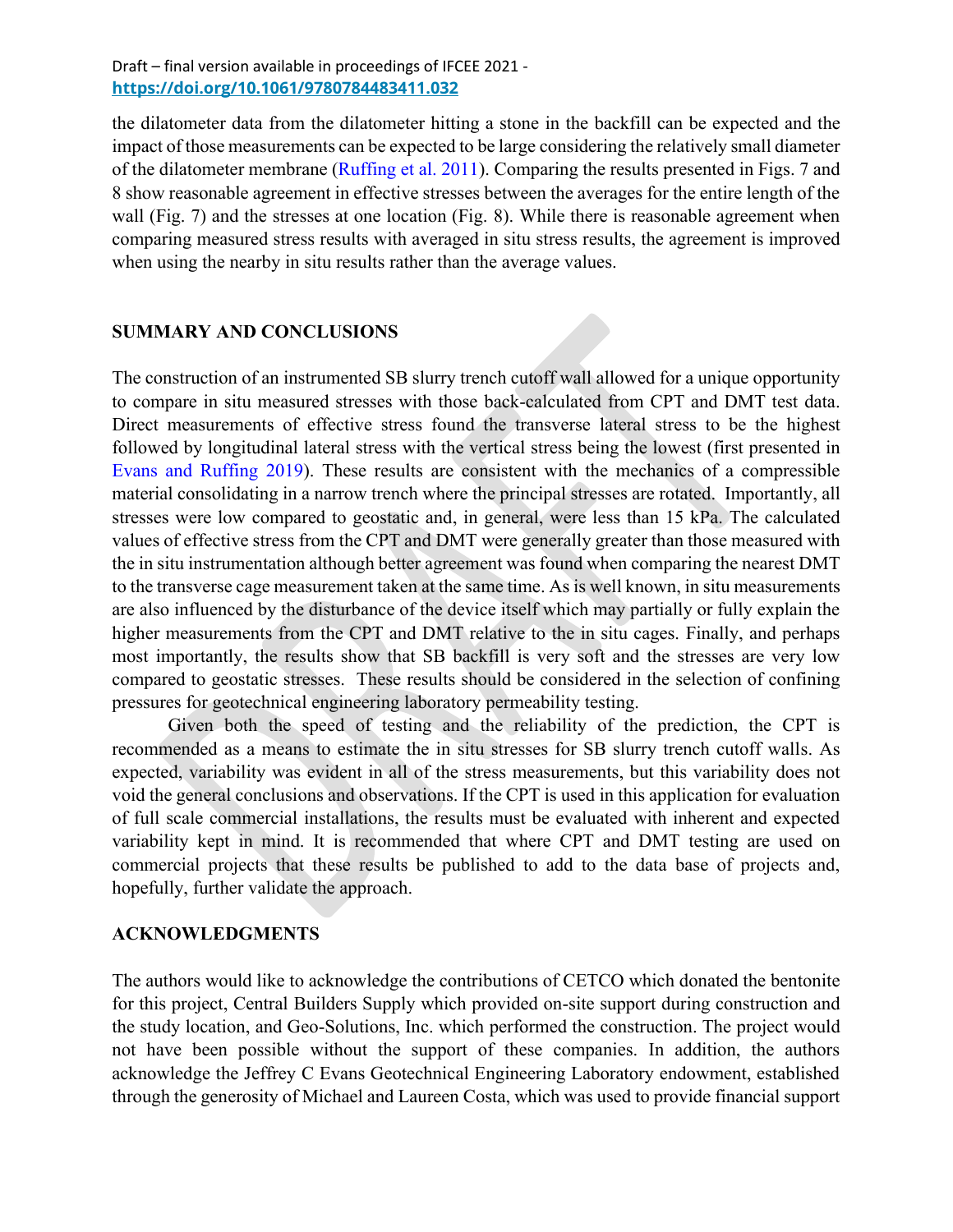the dilatometer data from the dilatometer hitting a stone in the backfill can be expected and the impact of those measurements can be expected to be large considering the relatively small diameter of the dilatometer membrane (Ruffing et al. 2011). Comparing the results presented in Figs. 7 and 8 show reasonable agreement in effective stresses between the averages for the entire length of the wall (Fig. 7) and the stresses at one location (Fig. 8). While there is reasonable agreement when comparing measured stress results with averaged in situ stress results, the agreement is improved when using the nearby in situ results rather than the average values.

## SUMMARY AND CONCLUSIONS

The construction of an instrumented SB slurry trench cutoff wall allowed for a unique opportunity to compare in situ measured stresses with those back-calculated from CPT and DMT test data. Direct measurements of effective stress found the transverse lateral stress to be the highest followed by longitudinal lateral stress with the vertical stress being the lowest (first presented in Evans and Ruffing 2019). These results are consistent with the mechanics of a compressible material consolidating in a narrow trench where the principal stresses are rotated. Importantly, all stresses were low compared to geostatic and, in general, were less than 15 kPa. The calculated values of effective stress from the CPT and DMT were generally greater than those measured with the in situ instrumentation although better agreement was found when comparing the nearest DMT to the transverse cage measurement taken at the same time. As is well known, in situ measurements are also influenced by the disturbance of the device itself which may partially or fully explain the higher measurements from the CPT and DMT relative to the in situ cages. Finally, and perhaps most importantly, the results show that SB backfill is very soft and the stresses are very low compared to geostatic stresses. These results should be considered in the selection of confining pressures for geotechnical engineering laboratory permeability testing.

Given both the speed of testing and the reliability of the prediction, the CPT is recommended as a means to estimate the in situ stresses for SB slurry trench cutoff walls. As expected, variability was evident in all of the stress measurements, but this variability does not void the general conclusions and observations. If the CPT is used in this application for evaluation of full scale commercial installations, the results must be evaluated with inherent and expected variability kept in mind. It is recommended that where CPT and DMT testing are used on commercial projects that these results be published to add to the data base of projects and, hopefully, further validate the approach.

## ACKNOWLEDGMENTS

The authors would like to acknowledge the contributions of CETCO which donated the bentonite for this project, Central Builders Supply which provided on-site support during construction and the study location, and Geo-Solutions, Inc. which performed the construction. The project would not have been possible without the support of these companies. In addition, the authors acknowledge the Jeffrey C Evans Geotechnical Engineering Laboratory endowment, established through the generosity of Michael and Laureen Costa, which was used to provide financial support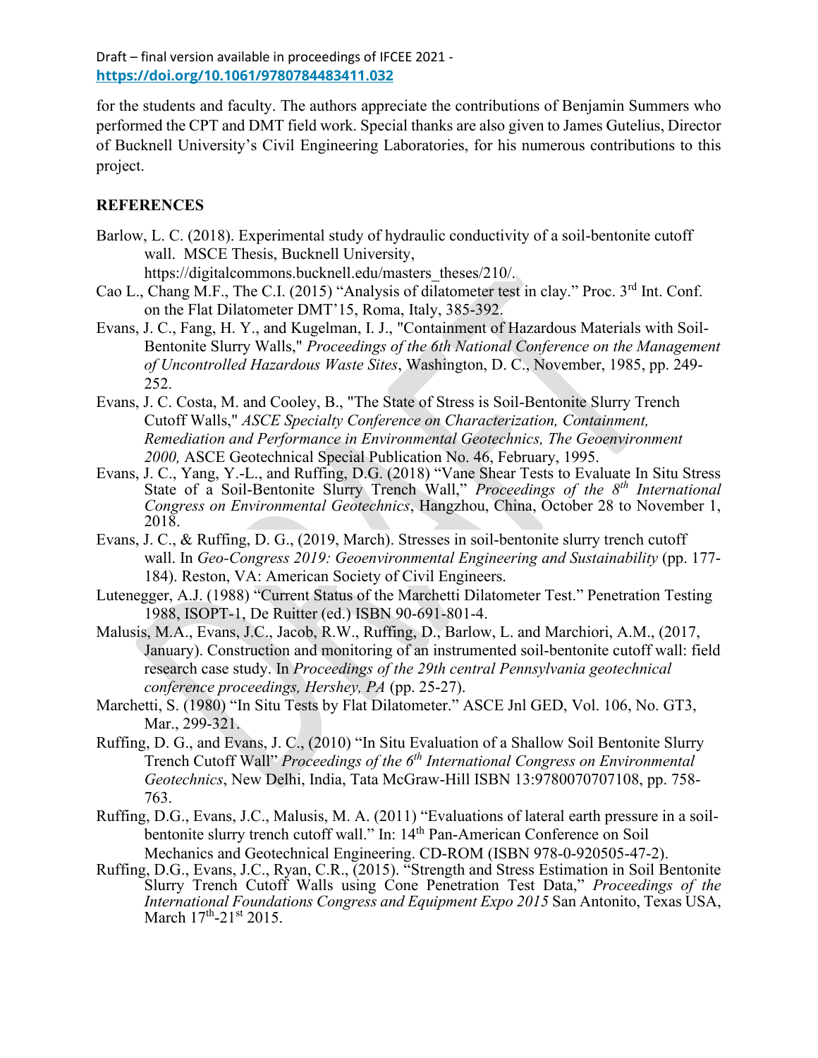for the students and faculty. The authors appreciate the contributions of Benjamin Summers who performed the CPT and DMT field work. Special thanks are also given to James Gutelius, Director of Bucknell University's Civil Engineering Laboratories, for his numerous contributions to this project.

## REFERENCES

Barlow, L. C. (2018). Experimental study of hydraulic conductivity of a soil-bentonite cutoff wall. MSCE Thesis, Bucknell University, https://digitalcommons.bucknell.edu/masters_theses/210/.

Cao L., Chang M.F., The C.I. (2015) "Analysis of dilatometer test in clay." Proc. 3rd Int. Conf. on the Flat Dilatometer DMT'15, Roma, Italy, 385-392.

Evans, J. C., Fang, H. Y., and Kugelman, I. J., "Containment of Hazardous Materials with Soil-Bentonite Slurry Walls," *Proceedings of the 6th National Conference on the Management of Uncontrolled Hazardous Waste Sites*, Washington, D. C., November, 1985, pp. 249-252.

Evans, J. C. Costa, M. and Cooley, B., "The State of Stress is Soil-Bentonite Slurry Trench Cutoff Walls," *ASCE Specialty Conference on Characterization, Containment, Remediation and Performance in Environmental Geotechnics, The Geoenvironment 2000,* ASCE Geotechnical Special Publication No. 46, February, 1995.

Evans, J. C., Yang, Y.-L., and Ruffing, D.G. (2018) "Vane Shear Tests to Evaluate In Situ Stress State of a Soil-Bentonite Slurry Trench Wall," *Proceedings of the 8th International Congress on Environmental Geotechnics*, Hangzhou, China, October 28 to November 1, 2018.

Evans, J. C., & Ruffing, D. G., (2019, March). Stresses in soil-bentonite slurry trench cutoff wall. In *Geo-Congress 2019: Geoenvironmental Engineering and Sustainability* (pp. 177-184). Reston, VA: American Society of Civil Engineers.

Lutenegger, A.J. (1988) "Current Status of the Marchetti Dilatometer Test." Penetration Testing 1988, ISOPT-1, De Ruitter (ed.) ISBN 90-691-801-4.

Malusis, M.A., Evans, J.C., Jacob, R.W., Ruffing, D., Barlow, L. and Marchiori, A.M., (2017, January). Construction and monitoring of an instrumented soil-bentonite cutoff wall: field research case study. In *Proceedings of the 29th central Pennsylvania geotechnical conference proceedings, Hershey, PA* (pp. 25-27).

Marchetti, S. (1980) "In Situ Tests by Flat Dilatometer." ASCE Jnl GED, Vol. 106, No. GT3, Mar., 299-321.

Ruffing, D. G., and Evans, J. C., (2010) "In Situ Evaluation of a Shallow Soil Bentonite Slurry Trench Cutoff Wall" *Proceedings of the 6th International Congress on Environmental Geotechnics*, New Delhi, India, Tata McGraw-Hill ISBN 13:9780070707108, pp. 758-763.

Ruffing, D.G., Evans, J.C., Malusis, M. A. (2011) "Evaluations of lateral earth pressure in a soil-bentonite slurry trench cutoff wall." In: 14th Pan-American Conference on Soil Mechanics and Geotechnical Engineering. CD-ROM (ISBN 978-0-920505-47-2).

Ruffing, D.G., Evans, J.C., Ryan, C.R., (2015). "Strength and Stress Estimation in Soil Bentonite Slurry Trench Cutoff Walls using Cone Penetration Test Data," *Proceedings of the International Foundations Congress and Equipment Expo 2015* San Antonito, Texas USA, March 17th-21st 2015.